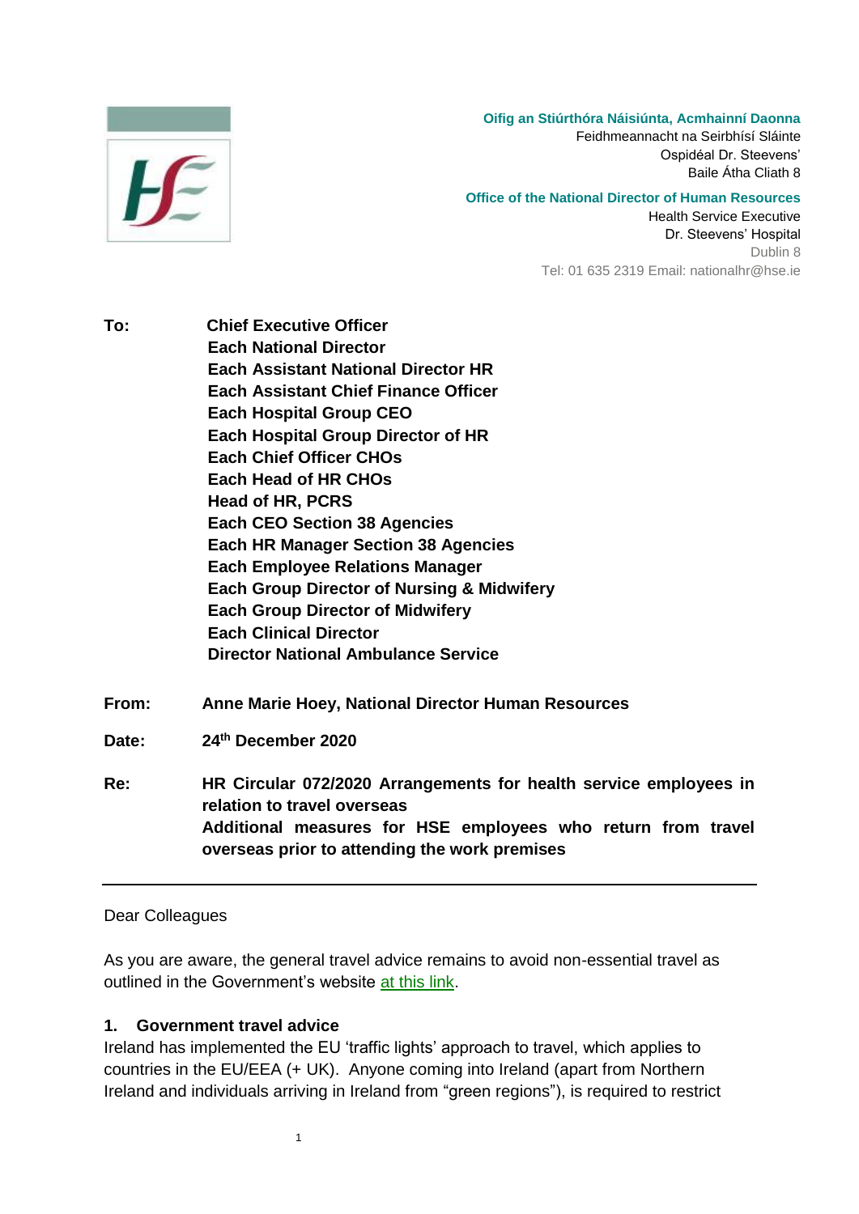**Oifig an Stiúrthóra Náisiúnta, Acmhainní Daonna**
Feidhmeannacht na Seirbhísí Sláinte
Ospidéal Dr. Steevens'
Baile Átha Cliath 8

**Office of the National Director of Human Resources**
Health Service Executive
Dr. Steevens' Hospital
Dublin 8
Tel: 01 635 2319 Email: nationalhr@hse.ie

**To:**
**Chief Executive Officer**
**Each National Director**
**Each Assistant National Director HR**
**Each Assistant Chief Finance Officer**
**Each Hospital Group CEO**
**Each Hospital Group Director of HR**
**Each Chief Officer CHOs**
**Each Head of HR CHOs**
**Head of HR, PCRS**
**Each CEO Section 38 Agencies**
**Each HR Manager Section 38 Agencies**
**Each Employee Relations Manager**
**Each Group Director of Nursing & Midwifery**
**Each Group Director of Midwifery**
**Each Clinical Director**
**Director National Ambulance Service**

**From:** **Anne Marie Hoey, National Director Human Resources**

**Date:** **24th December 2020**

**Re:** **HR Circular 072/2020 Arrangements for health service employees in relation to travel overseas**
**Additional measures for HSE employees who return from travel overseas prior to attending the work premises**

---

Dear Colleagues

As you are aware, the general travel advice remains to avoid non-essential travel as outlined in the Government's website [at this link].

## 1. Government travel advice

Ireland has implemented the EU 'traffic lights' approach to travel, which applies to countries in the EU/EEA (+ UK). Anyone coming into Ireland (apart from Northern Ireland and individuals arriving in Ireland from "green regions"), is required to restrict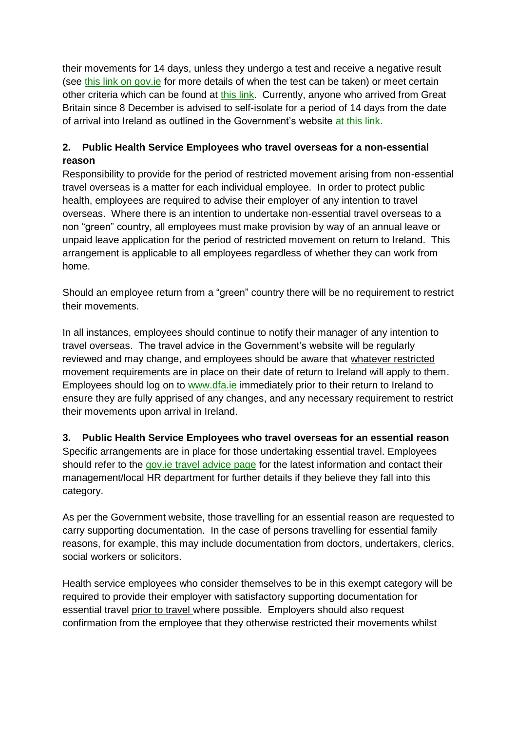their movements for 14 days, unless they undergo a test and receive a negative result (see this link on gov.ie for more details of when the test can be taken) or meet certain other criteria which can be found at this link. Currently, anyone who arrived from Great Britain since 8 December is advised to self-isolate for a period of 14 days from the date of arrival into Ireland as outlined in the Government's website at this link.

**2. Public Health Service Employees who travel overseas for a non-essential reason**

Responsibility to provide for the period of restricted movement arising from non-essential travel overseas is a matter for each individual employee. In order to protect public health, employees are required to advise their employer of any intention to travel overseas. Where there is an intention to undertake non-essential travel overseas to a non "green" country, all employees must make provision by way of an annual leave or unpaid leave application for the period of restricted movement on return to Ireland. This arrangement is applicable to all employees regardless of whether they can work from home.

Should an employee return from a "green" country there will be no requirement to restrict their movements.

In all instances, employees should continue to notify their manager of any intention to travel overseas. The travel advice in the Government's website will be regularly reviewed and may change, and employees should be aware that whatever restricted movement requirements are in place on their date of return to Ireland will apply to them. Employees should log on to www.dfa.ie immediately prior to their return to Ireland to ensure they are fully apprised of any changes, and any necessary requirement to restrict their movements upon arrival in Ireland.

**3. Public Health Service Employees who travel overseas for an essential reason**

Specific arrangements are in place for those undertaking essential travel. Employees should refer to the gov.ie travel advice page for the latest information and contact their management/local HR department for further details if they believe they fall into this category.

As per the Government website, those travelling for an essential reason are requested to carry supporting documentation. In the case of persons travelling for essential family reasons, for example, this may include documentation from doctors, undertakers, clerics, social workers or solicitors.

Health service employees who consider themselves to be in this exempt category will be required to provide their employer with satisfactory supporting documentation for essential travel prior to travel where possible. Employers should also request confirmation from the employee that they otherwise restricted their movements whilst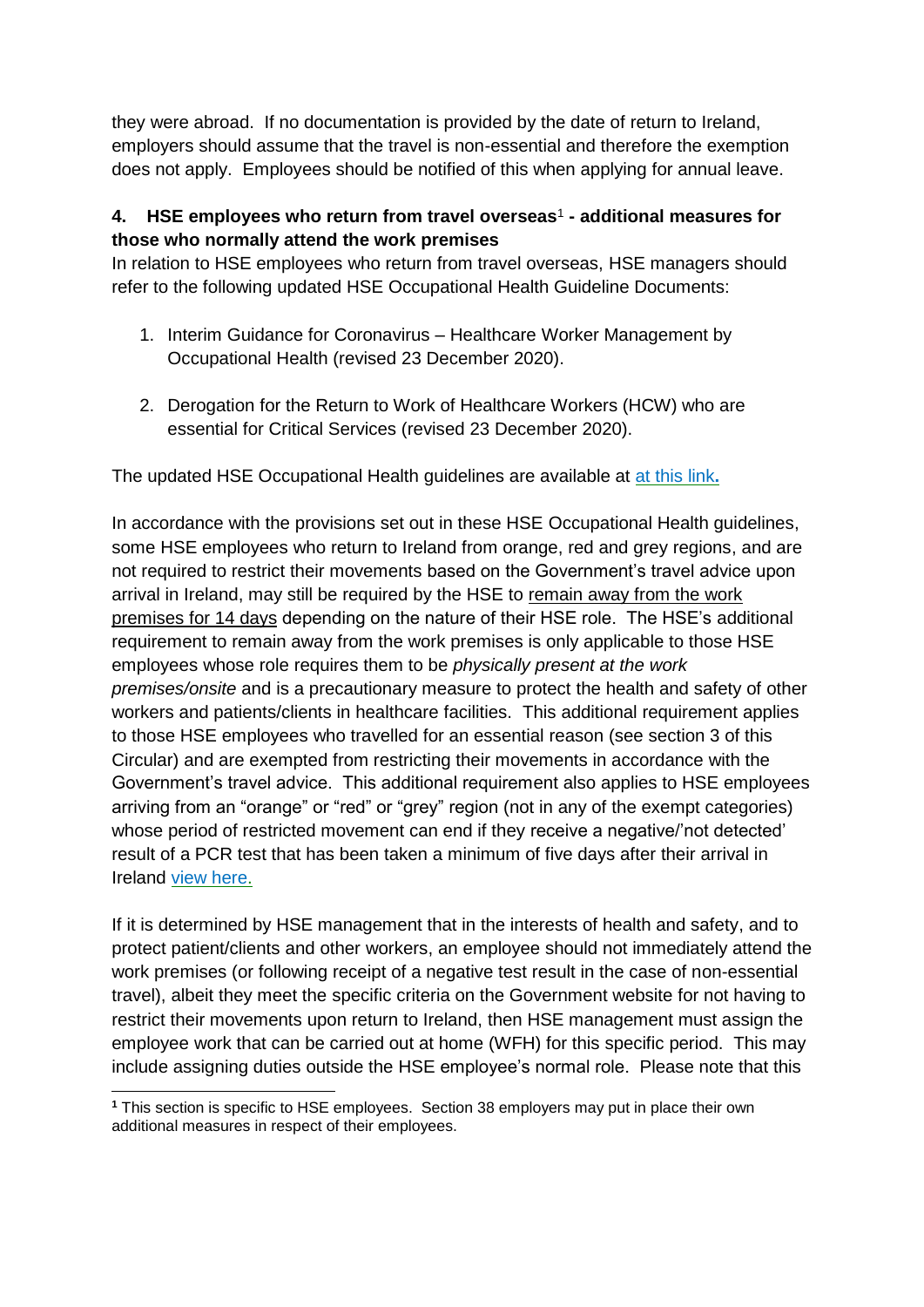they were abroad. If no documentation is provided by the date of return to Ireland, employers should assume that the travel is non-essential and therefore the exemption does not apply. Employees should be notified of this when applying for annual leave.

### 4. HSE employees who return from travel overseas[1] - additional measures for those who normally attend the work premises

In relation to HSE employees who return from travel overseas, HSE managers should refer to the following updated HSE Occupational Health Guideline Documents:

1. Interim Guidance for Coronavirus – Healthcare Worker Management by Occupational Health (revised 23 December 2020).

2. Derogation for the Return to Work of Healthcare Workers (HCW) who are essential for Critical Services (revised 23 December 2020).

The updated HSE Occupational Health guidelines are available at at this link**.**

In accordance with the provisions set out in these HSE Occupational Health guidelines, some HSE employees who return to Ireland from orange, red and grey regions, and are not required to restrict their movements based on the Government's travel advice upon arrival in Ireland, may still be required by the HSE to remain away from the work premises for 14 days depending on the nature of their HSE role. The HSE's additional requirement to remain away from the work premises is only applicable to those HSE employees whose role requires them to be *physically present at the work premises/onsite* and is a precautionary measure to protect the health and safety of other workers and patients/clients in healthcare facilities. This additional requirement applies to those HSE employees who travelled for an essential reason (see section 3 of this Circular) and are exempted from restricting their movements in accordance with the Government's travel advice. This additional requirement also applies to HSE employees arriving from an "orange" or "red" or "grey" region (not in any of the exempt categories) whose period of restricted movement can end if they receive a negative/'not detected' result of a PCR test that has been taken a minimum of five days after their arrival in Ireland view here.

If it is determined by HSE management that in the interests of health and safety, and to protect patient/clients and other workers, an employee should not immediately attend the work premises (or following receipt of a negative test result in the case of non-essential travel), albeit they meet the specific criteria on the Government website for not having to restrict their movements upon return to Ireland, then HSE management must assign the employee work that can be carried out at home (WFH) for this specific period. This may include assigning duties outside the HSE employee's normal role. Please note that this

[1] This section is specific to HSE employees. Section 38 employers may put in place their own additional measures in respect of their employees.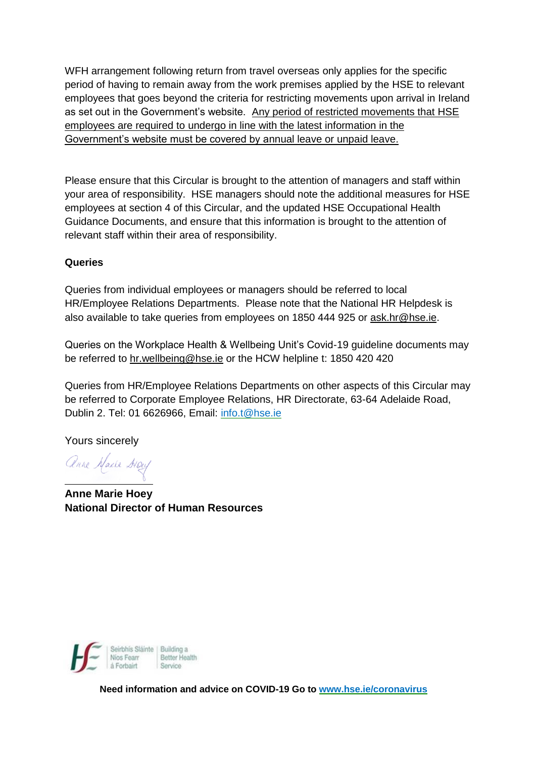WFH arrangement following return from travel overseas only applies for the specific period of having to remain away from the work premises applied by the HSE to relevant employees that goes beyond the criteria for restricting movements upon arrival in Ireland as set out in the Government's website. Any period of restricted movements that HSE employees are required to undergo in line with the latest information in the Government's website must be covered by annual leave or unpaid leave.

Please ensure that this Circular is brought to the attention of managers and staff within your area of responsibility. HSE managers should note the additional measures for HSE employees at section 4 of this Circular, and the updated HSE Occupational Health Guidance Documents, and ensure that this information is brought to the attention of relevant staff within their area of responsibility.

**Queries**

Queries from individual employees or managers should be referred to local HR/Employee Relations Departments. Please note that the National HR Helpdesk is also available to take queries from employees on 1850 444 925 or ask.hr@hse.ie.

Queries on the Workplace Health & Wellbeing Unit's Covid-19 guideline documents may be referred to hr.wellbeing@hse.ie or the HCW helpline t: 1850 420 420

Queries from HR/Employee Relations Departments on other aspects of this Circular may be referred to Corporate Employee Relations, HR Directorate, 63-64 Adelaide Road, Dublin 2. Tel: 01 6626966, Email: info.t@hse.ie

Yours sincerely

Anne Marie Hoey

**Anne Marie Hoey**
**National Director of Human Resources**

Seirbhís Sláinte Níos Fearr á Forbairt | Building a Better Health Service

**Need information and advice on COVID-19 Go to www.hse.ie/coronavirus**